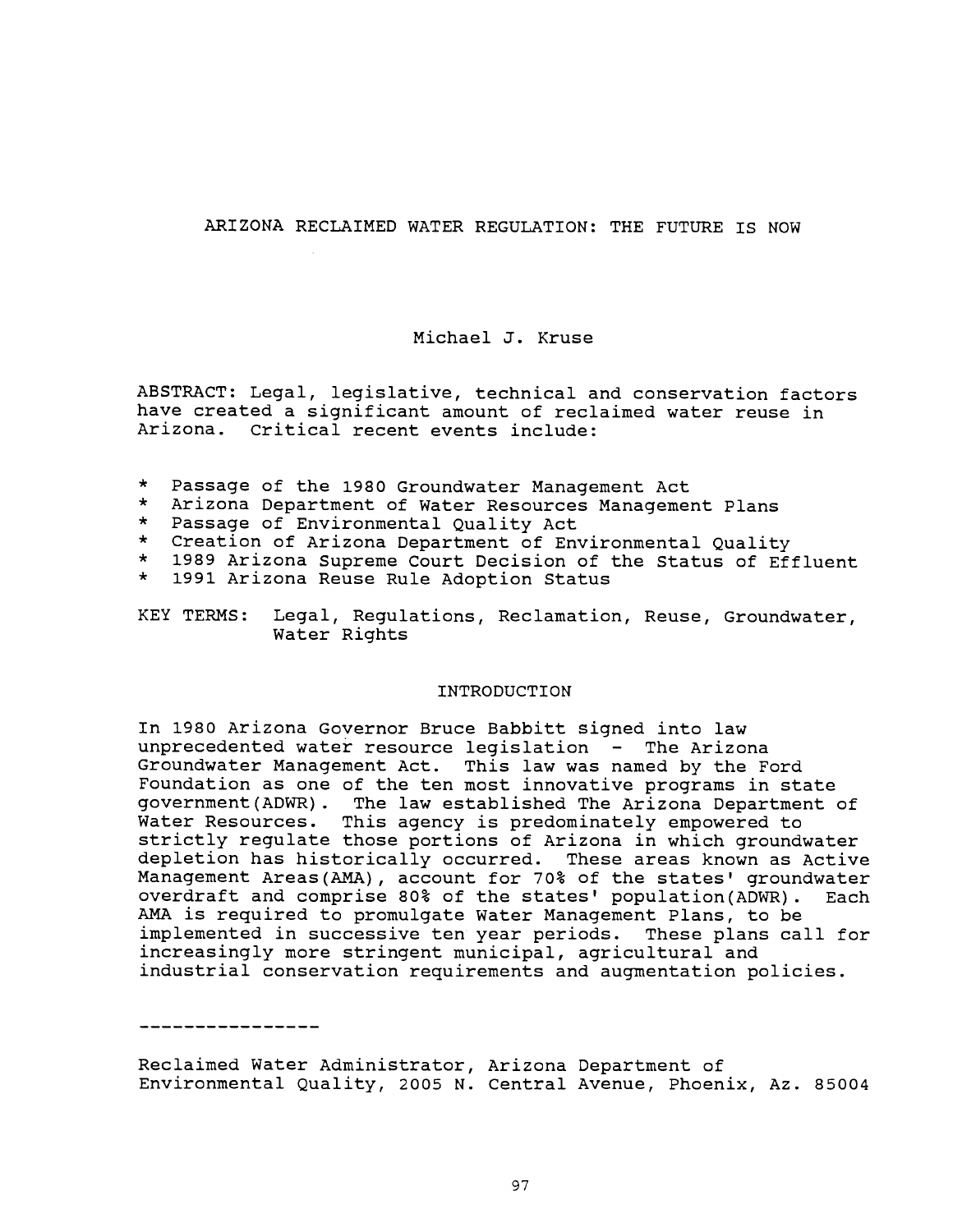# ARIZONA RECLAIMED WATER REGULATION: THE FUTURE IS NOW

Michael J. Kruse

ABSTRACT: Legal, legislative, technical and conservation factors have created a significant amount of reclaimed water reuse in Arizona. Critical recent events include:

* Passage of the 1980 Groundwater Management Act
* Arizona Department of Water Resources Management Plans
* Passage of Environmental Quality Act
* Creation of Arizona Department of Environmental Quality
* 1989 Arizona Supreme Court Decision of the Status of Effluent
* 1991 Arizona Reuse Rule Adoption Status

KEY TERMS: Legal, Regulations, Reclamation, Reuse, Groundwater, Water Rights

## INTRODUCTION

In 1980 Arizona Governor Bruce Babbitt signed into law unprecedented water resource legislation - The Arizona Groundwater Management Act. This law was named by the Ford Foundation as one of the ten most innovative programs in state government(ADWR). The law established The Arizona Department of Water Resources. This agency is predominately empowered to strictly regulate those portions of Arizona in which groundwater depletion has historically occurred. These areas known as Active Management Areas(AMA), account for 70% of the states' groundwater overdraft and comprise 80% of the states' population(ADWR). Each AMA is required to promulgate Water Management Plans, to be implemented in successive ten year periods. These plans call for increasingly more stringent municipal, agricultural and industrial conservation requirements and augmentation policies.

----------------

Reclaimed Water Administrator, Arizona Department of Environmental Quality, 2005 N. Central Avenue, Phoenix, Az. 85004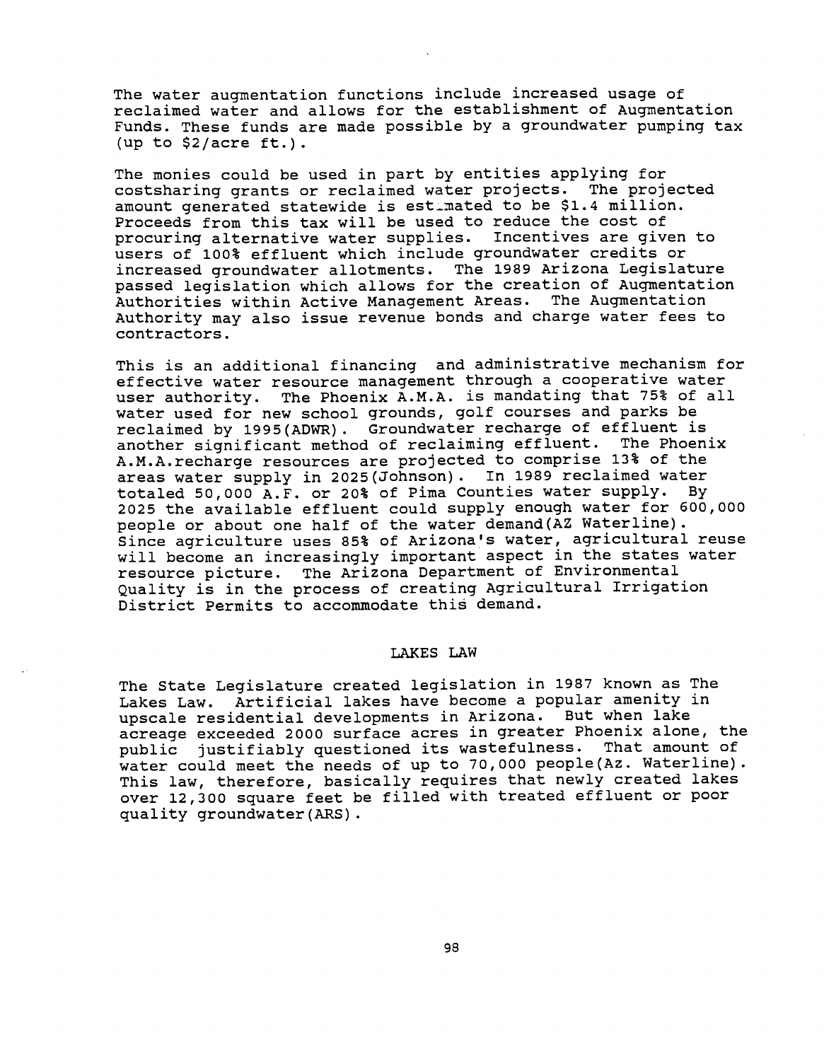The water augmentation functions include increased usage of reclaimed water and allows for the establishment of Augmentation Funds. These funds are made possible by a groundwater pumping tax (up to $2/acre ft.).

The monies could be used in part by entities applying for costsharing grants or reclaimed water projects. The projected amount generated statewide is estimated to be $1.4 million. Proceeds from this tax will be used to reduce the cost of procuring alternative water supplies. Incentives are given to users of 100% effluent which include groundwater credits or increased groundwater allotments. The 1989 Arizona Legislature passed legislation which allows for the creation of Augmentation Authorities within Active Management Areas. The Augmentation Authority may also issue revenue bonds and charge water fees to contractors.

This is an additional financing and administrative mechanism for effective water resource management through a cooperative water user authority. The Phoenix A.M.A. is mandating that 75% of all water used for new school grounds, golf courses and parks be reclaimed by 1995(ADWR). Groundwater recharge of effluent is another significant method of reclaiming effluent. The Phoenix A.M.A.recharge resources are projected to comprise 13% of the areas water supply in 2025(Johnson). In 1989 reclaimed water totaled 50,000 A.F. or 20% of Pima Counties water supply. By 2025 the available effluent could supply enough water for 600,000 people or about one half of the water demand(AZ Waterline). Since agriculture uses 85% of Arizona's water, agricultural reuse will become an increasingly important aspect in the states water resource picture. The Arizona Department of Environmental Quality is in the process of creating Agricultural Irrigation District Permits to accommodate this demand.

## LAKES LAW

The State Legislature created legislation in 1987 known as The Lakes Law. Artificial lakes have become a popular amenity in upscale residential developments in Arizona. But when lake acreage exceeded 2000 surface acres in greater Phoenix alone, the public justifiably questioned its wastefulness. That amount of water could meet the needs of up to 70,000 people(Az. Waterline). This law, therefore, basically requires that newly created lakes over 12,300 square feet be filled with treated effluent or poor quality groundwater(ARS).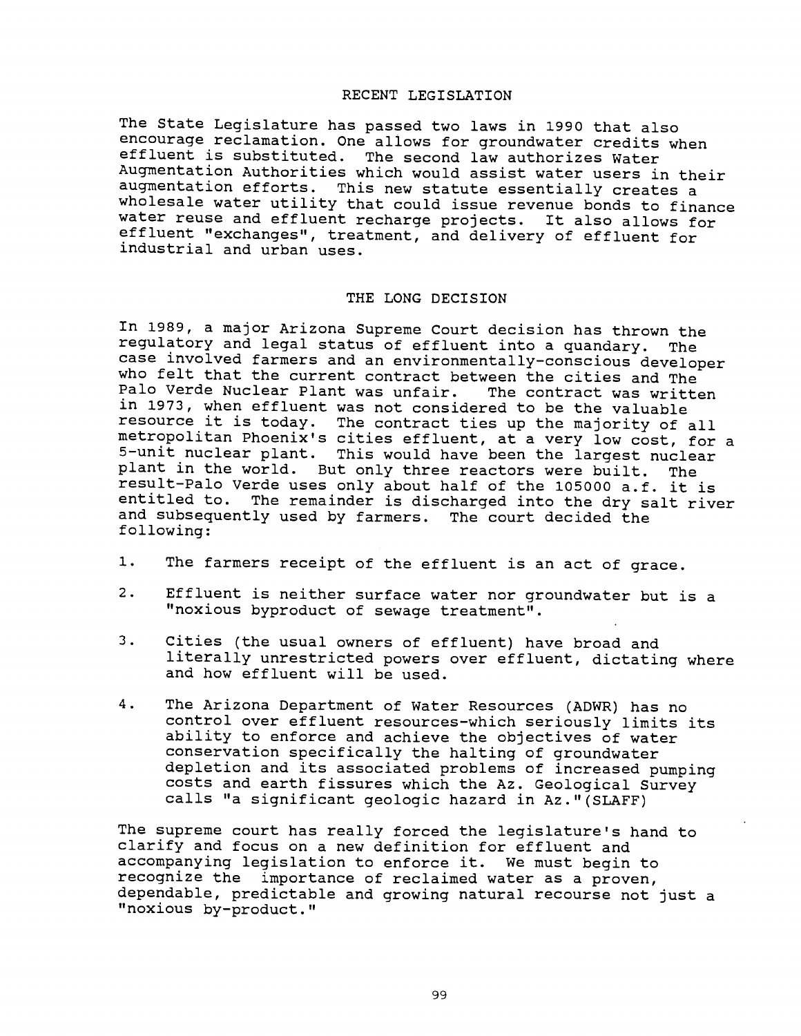## RECENT LEGISLATION

The State Legislature has passed two laws in 1990 that also encourage reclamation. One allows for groundwater credits when effluent is substituted. The second law authorizes Water Augmentation Authorities which would assist water users in their augmentation efforts. This new statute essentially creates a wholesale water utility that could issue revenue bonds to finance water reuse and effluent recharge projects. It also allows for effluent "exchanges", treatment, and delivery of effluent for industrial and urban uses.

## THE LONG DECISION

In 1989, a major Arizona Supreme Court decision has thrown the regulatory and legal status of effluent into a quandary. The case involved farmers and an environmentally-conscious developer who felt that the current contract between the cities and The Palo Verde Nuclear Plant was unfair. The contract was written in 1973, when effluent was not considered to be the valuable resource it is today. The contract ties up the majority of all metropolitan Phoenix's cities effluent, at a very low cost, for a 5-unit nuclear plant. This would have been the largest nuclear plant in the world. But only three reactors were built. The result-Palo Verde uses only about half of the 105000 a.f. it is entitled to. The remainder is discharged into the dry salt river and subsequently used by farmers. The court decided the following:

1. The farmers receipt of the effluent is an act of grace.

2. Effluent is neither surface water nor groundwater but is a "noxious byproduct of sewage treatment".

3. Cities (the usual owners of effluent) have broad and literally unrestricted powers over effluent, dictating where and how effluent will be used.

4. The Arizona Department of Water Resources (ADWR) has no control over effluent resources-which seriously limits its ability to enforce and achieve the objectives of water conservation specifically the halting of groundwater depletion and its associated problems of increased pumping costs and earth fissures which the Az. Geological Survey calls "a significant geologic hazard in Az."(SLAFF)

The supreme court has really forced the legislature's hand to clarify and focus on a new definition for effluent and accompanying legislation to enforce it. We must begin to recognize the importance of reclaimed water as a proven, dependable, predictable and growing natural recourse not just a "noxious by-product."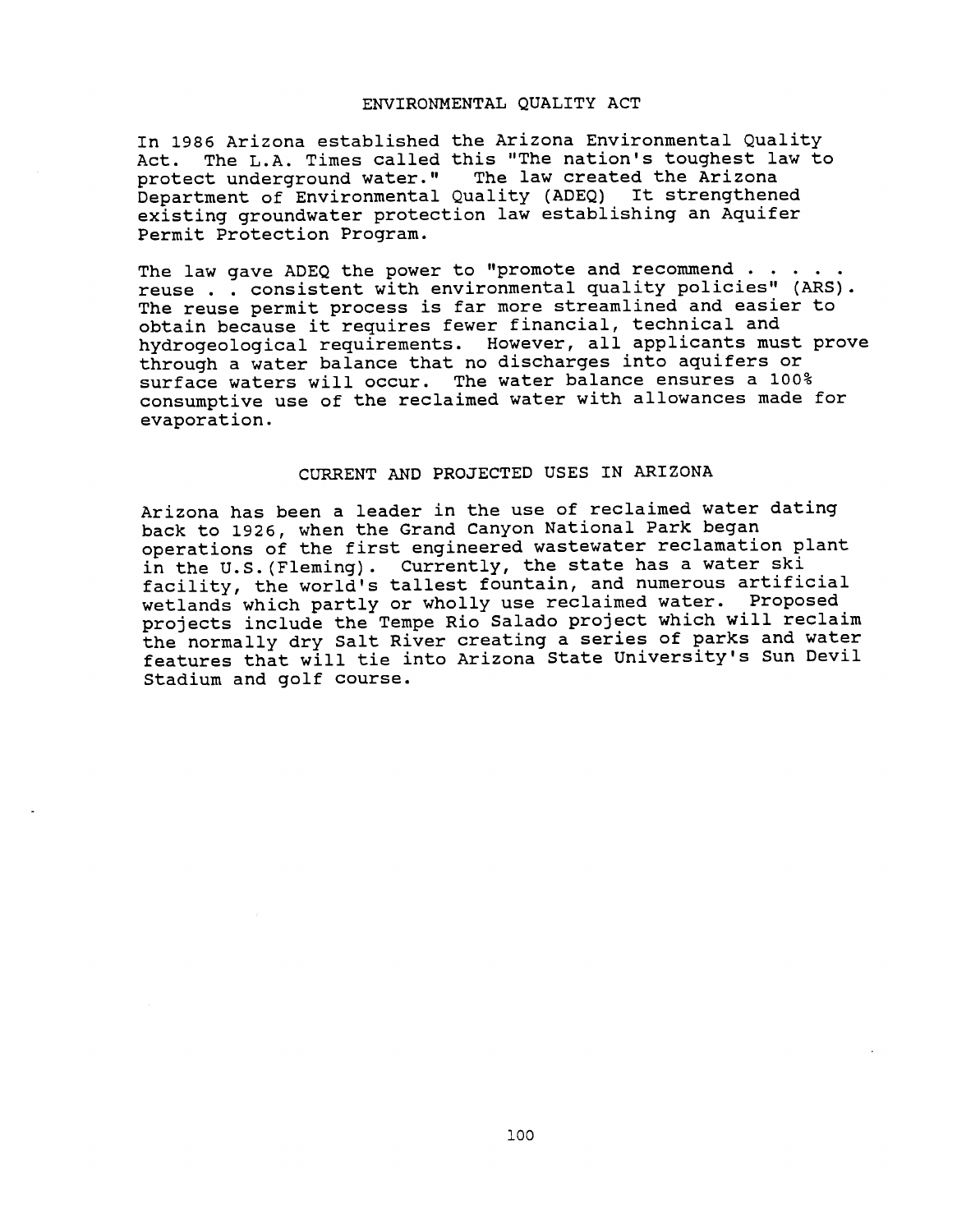## ENVIRONMENTAL QUALITY ACT

In 1986 Arizona established the Arizona Environmental Quality Act. The L.A. Times called this "The nation's toughest law to protect underground water." The law created the Arizona Department of Environmental Quality (ADEQ) It strengthened existing groundwater protection law establishing an Aquifer Permit Protection Program.

The law gave ADEQ the power to "promote and recommend . . . . . reuse . . consistent with environmental quality policies" (ARS). The reuse permit process is far more streamlined and easier to obtain because it requires fewer financial, technical and hydrogeological requirements. However, all applicants must prove through a water balance that no discharges into aquifers or surface waters will occur. The water balance ensures a 100% consumptive use of the reclaimed water with allowances made for evaporation.

## CURRENT AND PROJECTED USES IN ARIZONA

Arizona has been a leader in the use of reclaimed water dating back to 1926, when the Grand Canyon National Park began operations of the first engineered wastewater reclamation plant in the U.S.(Fleming). Currently, the state has a water ski facility, the world's tallest fountain, and numerous artificial wetlands which partly or wholly use reclaimed water. Proposed projects include the Tempe Rio Salado project which will reclaim the normally dry Salt River creating a series of parks and water features that will tie into Arizona State University's Sun Devil Stadium and golf course.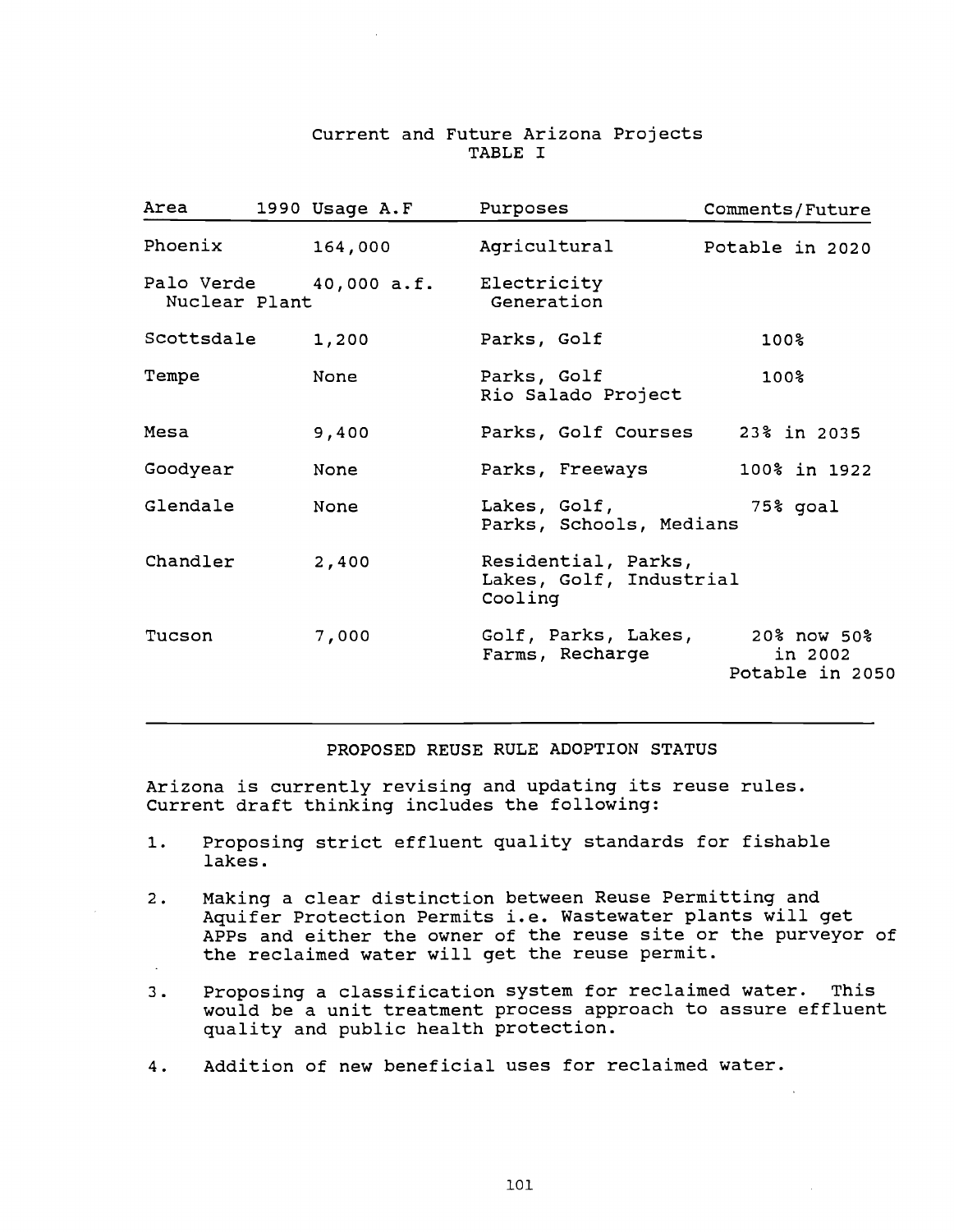Current and Future Arizona Projects
TABLE I

| Area | 1990 Usage A.F | Purposes | Comments/Future |
|---|---|---|---|
| Phoenix | 164,000 | Agricultural | Potable in 2020 |
| Palo Verde Nuclear Plant | 40,000 a.f. | Electricity Generation | |
| Scottsdale | 1,200 | Parks, Golf | 100% |
| Tempe | None | Parks, Golf Rio Salado Project | 100% |
| Mesa | 9,400 | Parks, Golf Courses | 23% in 2035 |
| Goodyear | None | Parks, Freeways | 100% in 1922 |
| Glendale | None | Lakes, Golf, Parks, Schools, Medians | 75% goal |
| Chandler | 2,400 | Residential, Parks, Lakes, Golf, Industrial Cooling | |
| Tucson | 7,000 | Golf, Parks, Lakes, Farms, Recharge | 20% now 50% in 2002 Potable in 2050 |

## PROPOSED REUSE RULE ADOPTION STATUS

Arizona is currently revising and updating its reuse rules. Current draft thinking includes the following:

1. Proposing strict effluent quality standards for fishable lakes.
2. Making a clear distinction between Reuse Permitting and Aquifer Protection Permits i.e. Wastewater plants will get APPs and either the owner of the reuse site or the purveyor of the reclaimed water will get the reuse permit.
3. Proposing a classification system for reclaimed water. This would be a unit treatment process approach to assure effluent quality and public health protection.
4. Addition of new beneficial uses for reclaimed water.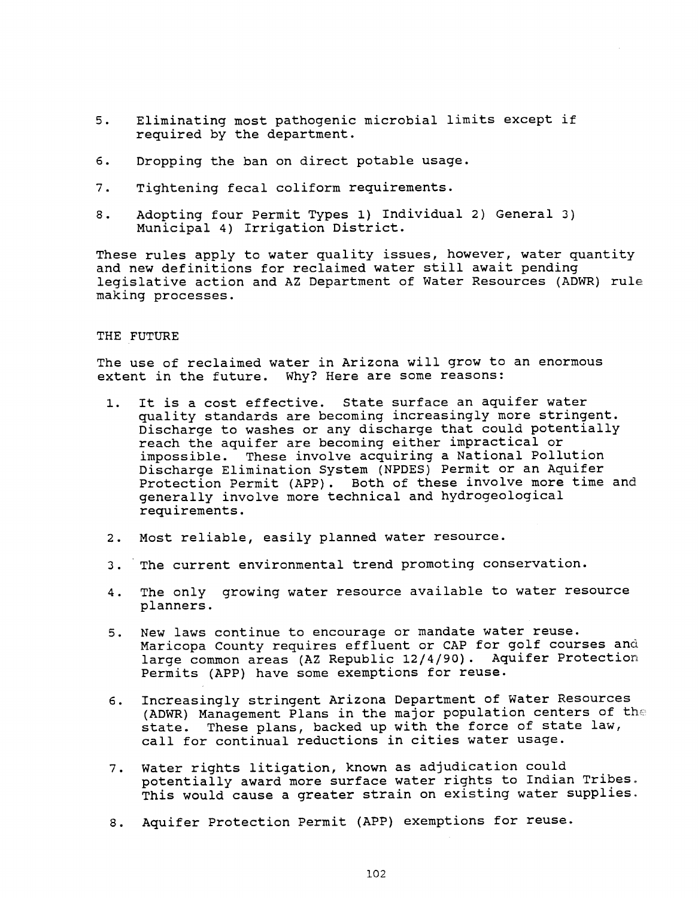5. Eliminating most pathogenic microbial limits except if required by the department.

6. Dropping the ban on direct potable usage.

7. Tightening fecal coliform requirements.

8. Adopting four Permit Types 1) Individual 2) General 3) Municipal 4) Irrigation District.

These rules apply to water quality issues, however, water quantity and new definitions for reclaimed water still await pending legislative action and AZ Department of Water Resources (ADWR) rule making processes.

## THE FUTURE

The use of reclaimed water in Arizona will grow to an enormous extent in the future. Why? Here are some reasons:

1. It is a cost effective. State surface an aquifer water quality standards are becoming increasingly more stringent. Discharge to washes or any discharge that could potentially reach the aquifer are becoming either impractical or impossible. These involve acquiring a National Pollution Discharge Elimination System (NPDES) Permit or an Aquifer Protection Permit (APP). Both of these involve more time and generally involve more technical and hydrogeological requirements.

2. Most reliable, easily planned water resource.

3. The current environmental trend promoting conservation.

4. The only growing water resource available to water resource planners.

5. New laws continue to encourage or mandate water reuse. Maricopa County requires effluent or CAP for golf courses and large common areas (AZ Republic 12/4/90). Aquifer Protection Permits (APP) have some exemptions for reuse.

6. Increasingly stringent Arizona Department of Water Resources (ADWR) Management Plans in the major population centers of the state. These plans, backed up with the force of state law, call for continual reductions in cities water usage.

7. Water rights litigation, known as adjudication could potentially award more surface water rights to Indian Tribes. This would cause a greater strain on existing water supplies.

8. Aquifer Protection Permit (APP) exemptions for reuse.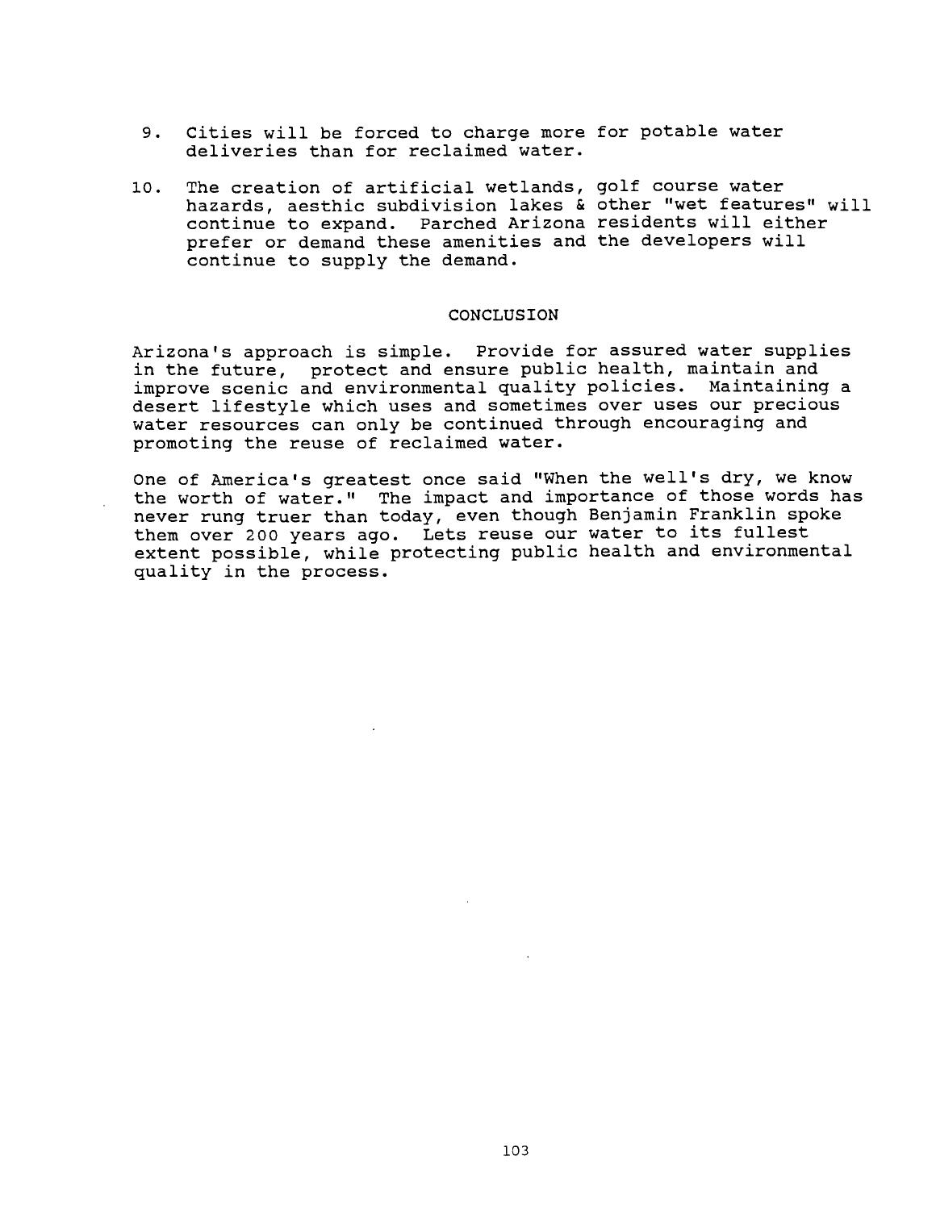9. Cities will be forced to charge more for potable water deliveries than for reclaimed water.

10. The creation of artificial wetlands, golf course water hazards, aesthic subdivision lakes & other "wet features" will continue to expand. Parched Arizona residents will either prefer or demand these amenities and the developers will continue to supply the demand.

## CONCLUSION

Arizona's approach is simple. Provide for assured water supplies in the future, protect and ensure public health, maintain and improve scenic and environmental quality policies. Maintaining a desert lifestyle which uses and sometimes over uses our precious water resources can only be continued through encouraging and promoting the reuse of reclaimed water.

One of America's greatest once said "When the well's dry, we know the worth of water." The impact and importance of those words has never rung truer than today, even though Benjamin Franklin spoke them over 200 years ago. Lets reuse our water to its fullest extent possible, while protecting public health and environmental quality in the process.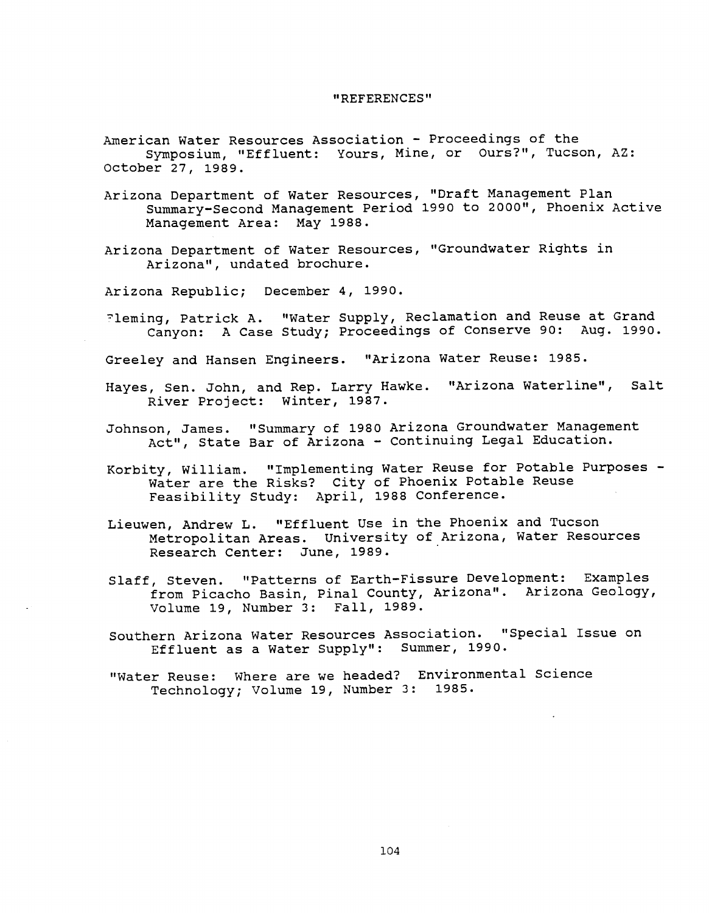# "REFERENCES"

American Water Resources Association - Proceedings of the Symposium, "Effluent: Yours, Mine, or Ours?", Tucson, AZ: October 27, 1989.

Arizona Department of Water Resources, "Draft Management Plan Summary-Second Management Period 1990 to 2000", Phoenix Active Management Area: May 1988.

Arizona Department of Water Resources, "Groundwater Rights in Arizona", undated brochure.

Arizona Republic; December 4, 1990.

Fleming, Patrick A. "Water Supply, Reclamation and Reuse at Grand Canyon: A Case Study; Proceedings of Conserve 90: Aug. 1990.

Greeley and Hansen Engineers. "Arizona Water Reuse: 1985.

Hayes, Sen. John, and Rep. Larry Hawke. "Arizona Waterline", Salt River Project: Winter, 1987.

Johnson, James. "Summary of 1980 Arizona Groundwater Management Act", State Bar of Arizona - Continuing Legal Education.

Korbity, William. "Implementing Water Reuse for Potable Purposes - Water are the Risks? City of Phoenix Potable Reuse Feasibility Study: April, 1988 Conference.

Lieuwen, Andrew L. "Effluent Use in the Phoenix and Tucson Metropolitan Areas. University of Arizona, Water Resources Research Center: June, 1989.

Slaff, Steven. "Patterns of Earth-Fissure Development: Examples from Picacho Basin, Pinal County, Arizona". Arizona Geology, Volume 19, Number 3: Fall, 1989.

Southern Arizona Water Resources Association. "Special Issue on Effluent as a Water Supply": Summer, 1990.

"Water Reuse: Where are we headed? Environmental Science Technology; Volume 19, Number 3: 1985.